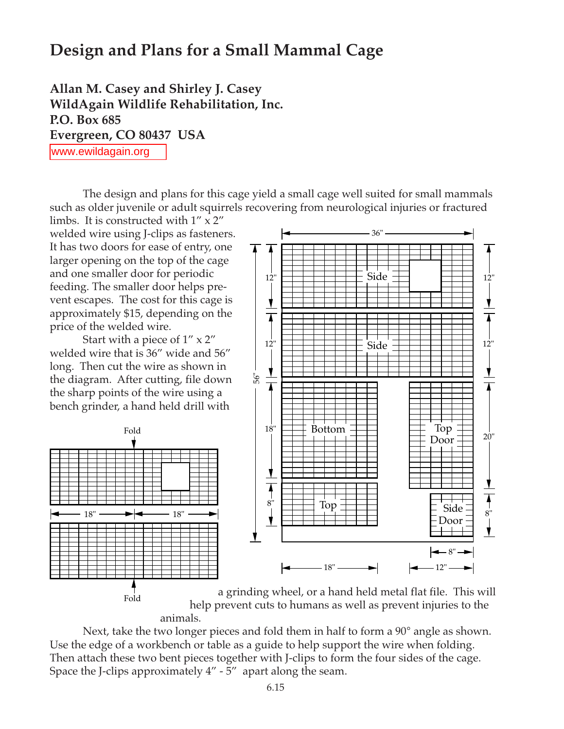# Design and Plans for a Small Mammal Cage

**Allan M. Casey and Shirley J. Casey**
**WildAgain Wildlife Rehabilitation, Inc.**
**P.O. Box 685**
**Evergreen, CO 80437 USA**
www.ewildagain.org

The design and plans for this cage yield a small cage well suited for small mammals such as older juvenile or adult squirrels recovering from neurological injuries or fractured limbs. It is constructed with 1" x 2" welded wire using J-clips as fasteners. It has two doors for ease of entry, one larger opening on the top of the cage and one smaller door for periodic feeding. The smaller door helps prevent escapes. The cost for this cage is approximately $15, depending on the price of the welded wire.

Start with a piece of 1" x 2" welded wire that is 36" wide and 56" long. Then cut the wire as shown in the diagram. After cutting, file down the sharp points of the wire using a bench grinder, a hand held drill with a grinding wheel, or a hand held metal flat file. This will help prevent cuts to humans as well as prevent injuries to the animals.

Next, take the two longer pieces and fold them in half to form a 90° angle as shown. Use the edge of a workbench or table as a guide to help support the wire when folding. Then attach these two bent pieces together with J-clips to form the four sides of the cage. Space the J-clips approximately 4" - 5" apart along the seam.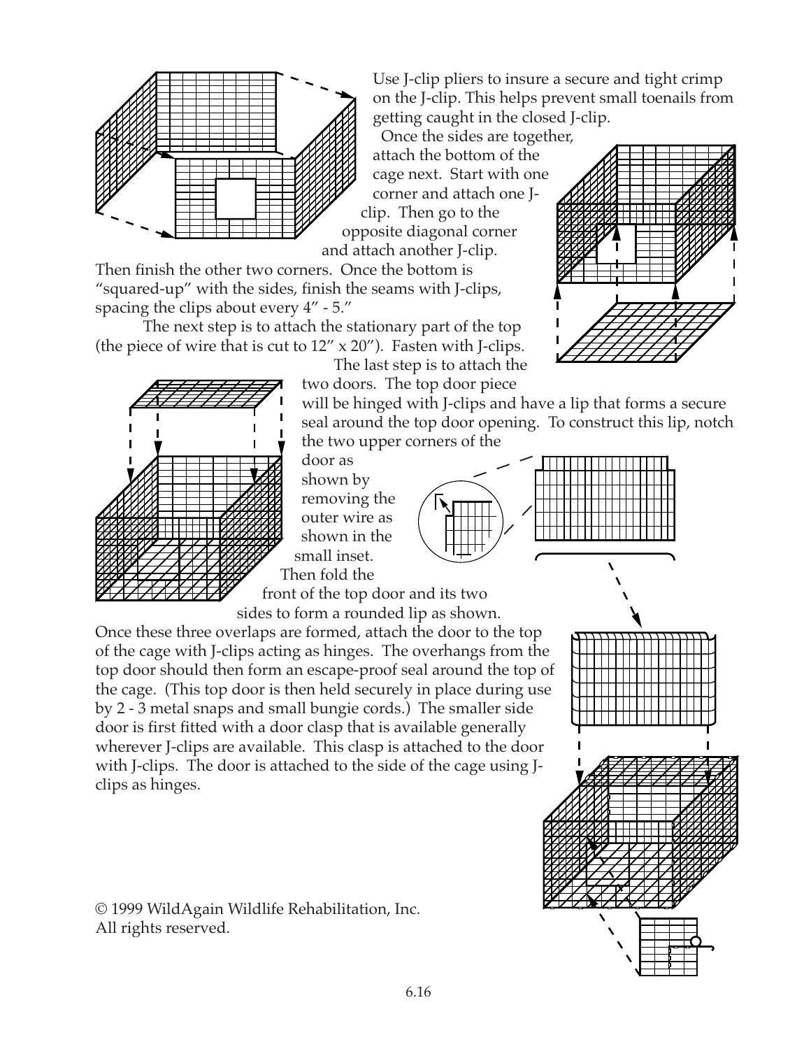Use J-clip pliers to insure a secure and tight crimp on the J-clip. This helps prevent small toenails from getting caught in the closed J-clip.

Once the sides are together, attach the bottom of the cage next. Start with one corner and attach one J-clip. Then go to the opposite diagonal corner and attach another J-clip. Then finish the other two corners. Once the bottom is "squared-up" with the sides, finish the seams with J-clips, spacing the clips about every 4" - 5."

The next step is to attach the stationary part of the top (the piece of wire that is cut to 12" x 20"). Fasten with J-clips.

The last step is to attach the two doors. The top door piece will be hinged with J-clips and have a lip that forms a secure seal around the top door opening. To construct this lip, notch the two upper corners of the door as shown by removing the outer wire as shown in the small inset. Then fold the front of the top door and its two sides to form a rounded lip as shown.

Once these three overlaps are formed, attach the door to the top of the cage with J-clips acting as hinges. The overhangs from the top door should then form an escape-proof seal around the top of the cage. (This top door is then held securely in place during use by 2 - 3 metal snaps and small bungie cords.) The smaller side door is first fitted with a door clasp that is available generally wherever J-clips are available. This clasp is attached to the door with J-clips. The door is attached to the side of the cage using J-clips as hinges.

© 1999 WildAgain Wildlife Rehabilitation, Inc.
All rights reserved.